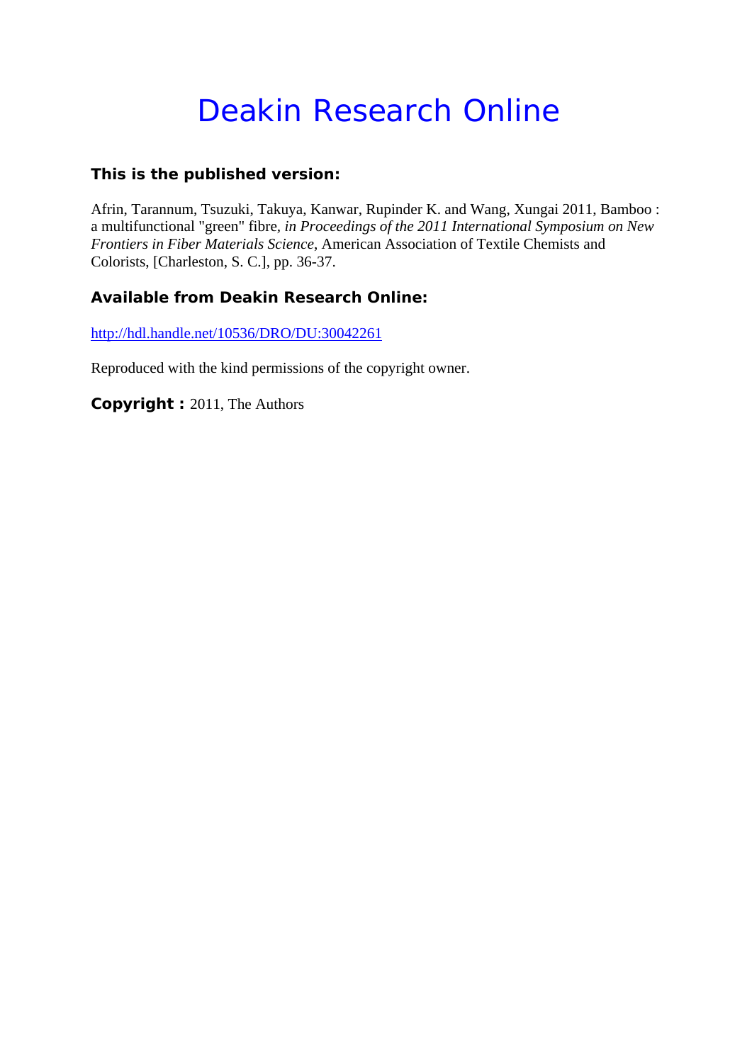# Deakin Research Online

**This is the published version:**

Afrin, Tarannum, Tsuzuki, Takuya, Kanwar, Rupinder K. and Wang, Xungai 2011, Bamboo : a multifunctional "green" fibre, *in Proceedings of the 2011 International Symposium on New Frontiers in Fiber Materials Science*, American Association of Textile Chemists and Colorists, [Charleston, S. C.], pp. 36-37.

**Available from Deakin Research Online:**

http://hdl.handle.net/10536/DRO/DU:30042261

Reproduced with the kind permissions of the copyright owner.

**Copyright :** 2011, The Authors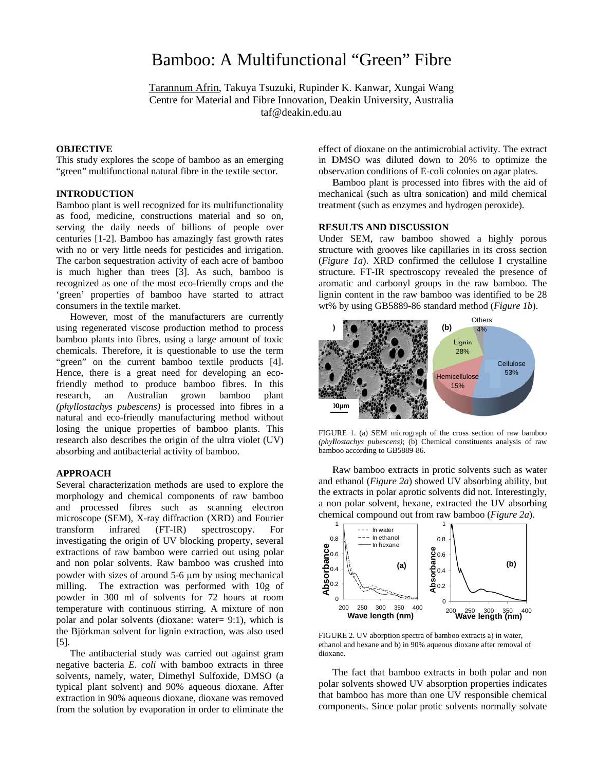# Bamboo: A Multifunctional "Green" Fibre

Tarannum Afrin, Takuya Tsuzuki, Rupinder K. Kanwar, Xungai Wang
Centre for Material and Fibre Innovation, Deakin University, Australia
taf@deakin.edu.au

## OBJECTIVE

This study explores the scope of bamboo as an emerging "green" multifunctional natural fibre in the textile sector.

## INTRODUCTION

Bamboo plant is well recognized for its multifunctionality as food, medicine, constructions material and so on, serving the daily needs of billions of people over centuries [1-2]. Bamboo has amazingly fast growth rates with no or very little needs for pesticides and irrigation. The carbon sequestration activity of each acre of bamboo is much higher than trees [3]. As such, bamboo is recognized as one of the most eco-friendly crops and the 'green' properties of bamboo have started to attract consumers in the textile market.

However, most of the manufacturers are currently using regenerated viscose production method to process bamboo plants into fibres, using a large amount of toxic chemicals. Therefore, it is questionable to use the term "green" on the current bamboo textile products [4]. Hence, there is a great need for developing an eco-friendly method to produce bamboo fibres. In this research, an Australian grown bamboo plant *(phyllostachys pubescens)* is processed into fibres in a natural and eco-friendly manufacturing method without losing the unique properties of bamboo plants. This research also describes the origin of the ultra violet (UV) absorbing and antibacterial activity of bamboo.

## APPROACH

Several characterization methods are used to explore the morphology and chemical components of raw bamboo and processed fibres such as scanning electron microscope (SEM), X-ray diffraction (XRD) and Fourier transform infrared (FT-IR) spectroscopy. For investigating the origin of UV blocking property, several extractions of raw bamboo were carried out using polar and non polar solvents. Raw bamboo was crushed into powder with sizes of around 5-6 μm by using mechanical milling. The extraction was performed with 10g of powder in 300 ml of solvents for 72 hours at room temperature with continuous stirring. A mixture of non polar and polar solvents (dioxane: water= 9:1), which is the Björkman solvent for lignin extraction, was also used [5].

The antibacterial study was carried out against gram negative bacteria *E. coli* with bamboo extracts in three solvents, namely, water, Dimethyl Sulfoxide, DMSO (a typical plant solvent) and 90% aqueous dioxane. After extraction in 90% aqueous dioxane, dioxane was removed from the solution by evaporation in order to eliminate the effect of dioxane on the antimicrobial activity. The extract in DMSO was diluted down to 20% to optimize the observation conditions of E-coli colonies on agar plates.

Bamboo plant is processed into fibres with the aid of mechanical (such as ultra sonication) and mild chemical treatment (such as enzymes and hydrogen peroxide).

## RESULTS AND DISCUSSION

Under SEM, raw bamboo showed a highly porous structure with grooves like capillaries in its cross section (*Figure 1a*). XRD confirmed the cellulose I crystalline structure. FT-IR spectroscopy revealed the presence of aromatic and carbonyl groups in the raw bamboo. The lignin content in the raw bamboo was identified to be 28 wt% by using GB5889-86 standard method (*Figure 1b*).

FIGURE 1. (a) SEM micrograph of the cross section of raw bamboo *(phyllostachys pubescens)*; (b) Chemical constituents analysis of raw bamboo according to GB5889-86.

Raw bamboo extracts in protic solvents such as water and ethanol (*Figure 2a*) showed UV absorbing ability, but the extracts in polar aprotic solvents did not. Interestingly, a non polar solvent, hexane, extracted the UV absorbing chemical compound out from raw bamboo (*Figure 2a*).

FIGURE 2. UV aborption spectra of bamboo extracts a) in water, ethanol and hexane and b) in 90% aqueous dioxane after removal of dioxane.

The fact that bamboo extracts in both polar and non polar solvents showed UV absorption properties indicates that bamboo has more than one UV responsible chemical components. Since polar protic solvents normally solvate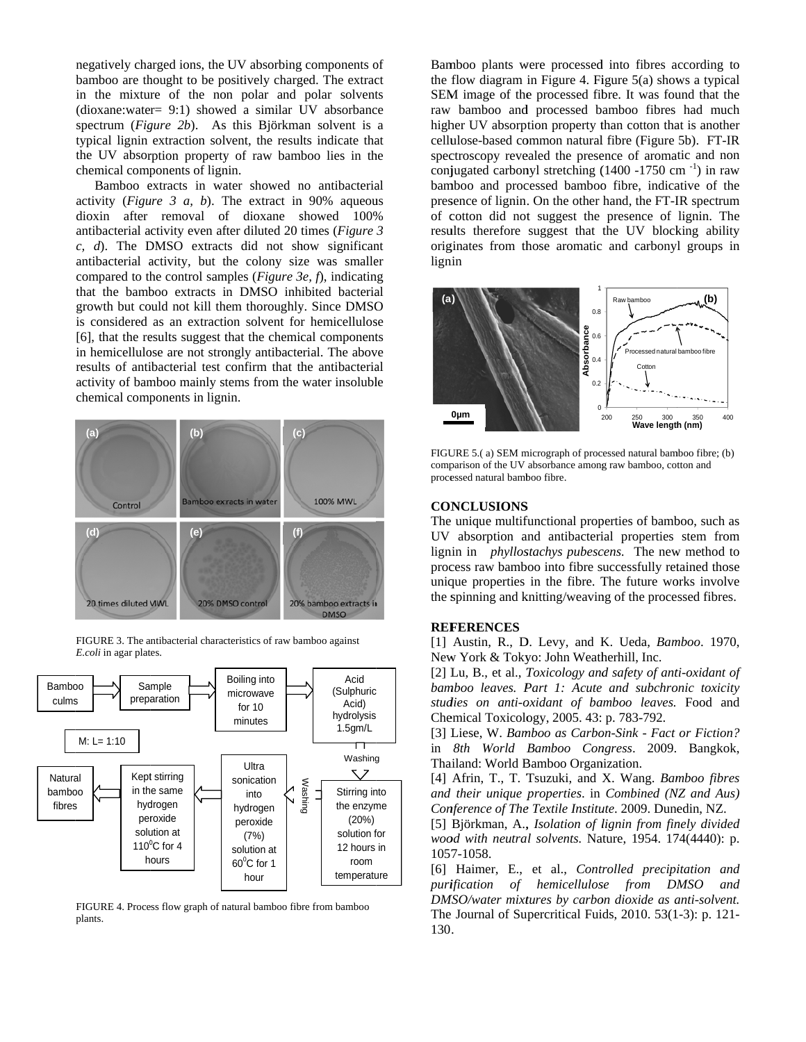negatively charged ions, the UV absorbing components of bamboo are thought to be positively charged. The extract in the mixture of the non polar and polar solvents (dioxane:water= 9:1) showed a similar UV absorbance spectrum (*Figure 2b*). As this Björkman solvent is a typical lignin extraction solvent, the results indicate that the UV absorption property of raw bamboo lies in the chemical components of lignin.

Bamboo extracts in water showed no antibacterial activity (*Figure 3 a, b*). The extract in 90% aqueous dioxin after removal of dioxane showed 100% antibacterial activity even after diluted 20 times (*Figure 3 c, d*). The DMSO extracts did not show significant antibacterial activity, but the colony size was smaller compared to the control samples (*Figure 3e, f*), indicating that the bamboo extracts in DMSO inhibited bacterial growth but could not kill them thoroughly. Since DMSO is considered as an extraction solvent for hemicellulose [6], that the results suggest that the chemical components in hemicellulose are not strongly antibacterial. The above results of antibacterial test confirm that the antibacterial activity of bamboo mainly stems from the water insoluble chemical components in lignin.

(a) Control
(b) Bamboo exracts in water
(c) 100% MWL
(d) 20 times diluted MWL
(e) 20% DMSO control
(f) 20% bamboo extracts in DMSO

FIGURE 3. The antibacterial characteristics of raw bamboo against *E.coli* in agar plates.

Bamboo culms
Sample preparation
Boiling into microwave for 10 minutes
Acid (Sulphuric Acid) hydrolysis 1.5gm/L
M: L= 1:10
Washing
Stirring into the enzyme (20%) solution for 12 hours in room temperature
Washing
Ultra sonication into hydrogen peroxide (7%) solution at 60$^0$C for 1 hour
Kept stirring in the same hydrogen peroxide solution at 110$^0$C for 4 hours
Natural bamboo fibres

FIGURE 4. Process flow graph of natural bamboo fibre from bamboo plants.

Bamboo plants were processed into fibres according to the flow diagram in Figure 4. Figure 5(a) shows a typical SEM image of the processed fibre. It was found that the raw bamboo and processed bamboo fibres had much higher UV absorption property than cotton that is another cellulose-based common natural fibre (Figure 5b). FT-IR spectroscopy revealed the presence of aromatic and non conjugated carbonyl stretching (1400 -1750 cm $^{-1}$) in raw bamboo and processed bamboo fibre, indicative of the presence of lignin. On the other hand, the FT-IR spectrum of cotton did not suggest the presence of lignin. The results therefore suggest that the UV blocking ability originates from those aromatic and carbonyl groups in lignin

(a)
0μm
(b)
Absorbance
1
0.8
0.6
0.4
0.2
0
200
250
300
350
400
Wave length (nm)
Raw bamboo
Processed natural bamboo fibre
Cotton

FIGURE 5.( a) SEM micrograph of processed natural bamboo fibre; (b) comparison of the UV absorbance among raw bamboo, cotton and processed natural bamboo fibre.

## CONCLUSIONS

The unique multifunctional properties of bamboo, such as UV absorption and antibacterial properties stem from lignin in *phyllostachys pubescens.* The new method to process raw bamboo into fibre successfully retained those unique properties in the fibre. The future works involve the spinning and knitting/weaving of the processed fibres.

## REFERENCES

[1] Austin, R., D. Levy, and K. Ueda, *Bamboo*. 1970, New York & Tokyo: John Weatherhill, Inc.

[2] Lu, B., et al., *Toxicology and safety of anti-oxidant of bamboo leaves. Part 1: Acute and subchronic toxicity studies on anti-oxidant of bamboo leaves.* Food and Chemical Toxicology, 2005. 43: p. 783-792.

[3] Liese, W. *Bamboo as Carbon-Sink - Fact or Fiction?* in *8th World Bamboo Congress*. 2009. Bangkok, Thailand: World Bamboo Organization.

[4] Afrin, T., T. Tsuzuki, and X. Wang. *Bamboo fibres and their unique properties*. in *Combined (NZ and Aus) Conference of The Textile Institute*. 2009. Dunedin, NZ.

[5] Björkman, A.**,** *Isolation of lignin from finely divided wood with neutral solvents.* Nature, 1954. 174(4440): p. 1057-1058.

[6] Haimer, E., et al., *Controlled precipitation and purification of hemicellulose from DMSO and DMSO/water mixtures by carbon dioxide as anti-solvent.* The Journal of Supercritical Fuids, 2010. 53(1-3): p. 121-130.